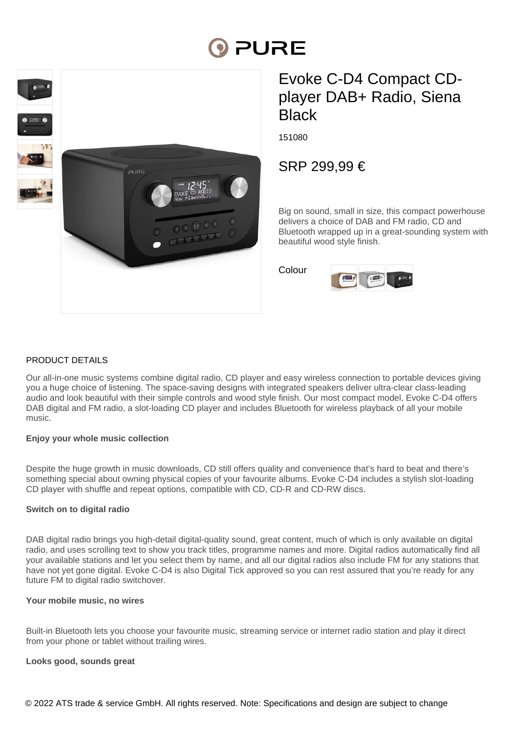# Evoke C-D4 Compact CD-player DAB+ Radio, Siena Black

151080

## SRP 299,99 €

Big on sound, small in size, this compact powerhouse delivers a choice of DAB and FM radio, CD and Bluetooth wrapped up in a great-sounding system with beautiful wood style finish.

Colour

## PRODUCT DETAILS

Our all-in-one music systems combine digital radio, CD player and easy wireless connection to portable devices giving you a huge choice of listening. The space-saving designs with integrated speakers deliver ultra-clear class-leading audio and look beautiful with their simple controls and wood style finish. Our most compact model, Evoke C-D4 offers DAB digital and FM radio, a slot-loading CD player and includes Bluetooth for wireless playback of all your mobile music.

**Enjoy your whole music collection**

Despite the huge growth in music downloads, CD still offers quality and convenience that's hard to beat and there's something special about owning physical copies of your favourite albums. Evoke C-D4 includes a stylish slot-loading CD player with shuffle and repeat options, compatible with CD, CD-R and CD-RW discs.

**Switch on to digital radio**

DAB digital radio brings you high-detail digital-quality sound, great content, much of which is only available on digital radio, and uses scrolling text to show you track titles, programme names and more. Digital radios automatically find all your available stations and let you select them by name, and all our digital radios also include FM for any stations that have not yet gone digital. Evoke C-D4 is also Digital Tick approved so you can rest assured that you're ready for any future FM to digital radio switchover.

**Your mobile music, no wires**

Built-in Bluetooth lets you choose your favourite music, streaming service or internet radio station and play it direct from your phone or tablet without trailing wires.

**Looks good, sounds great**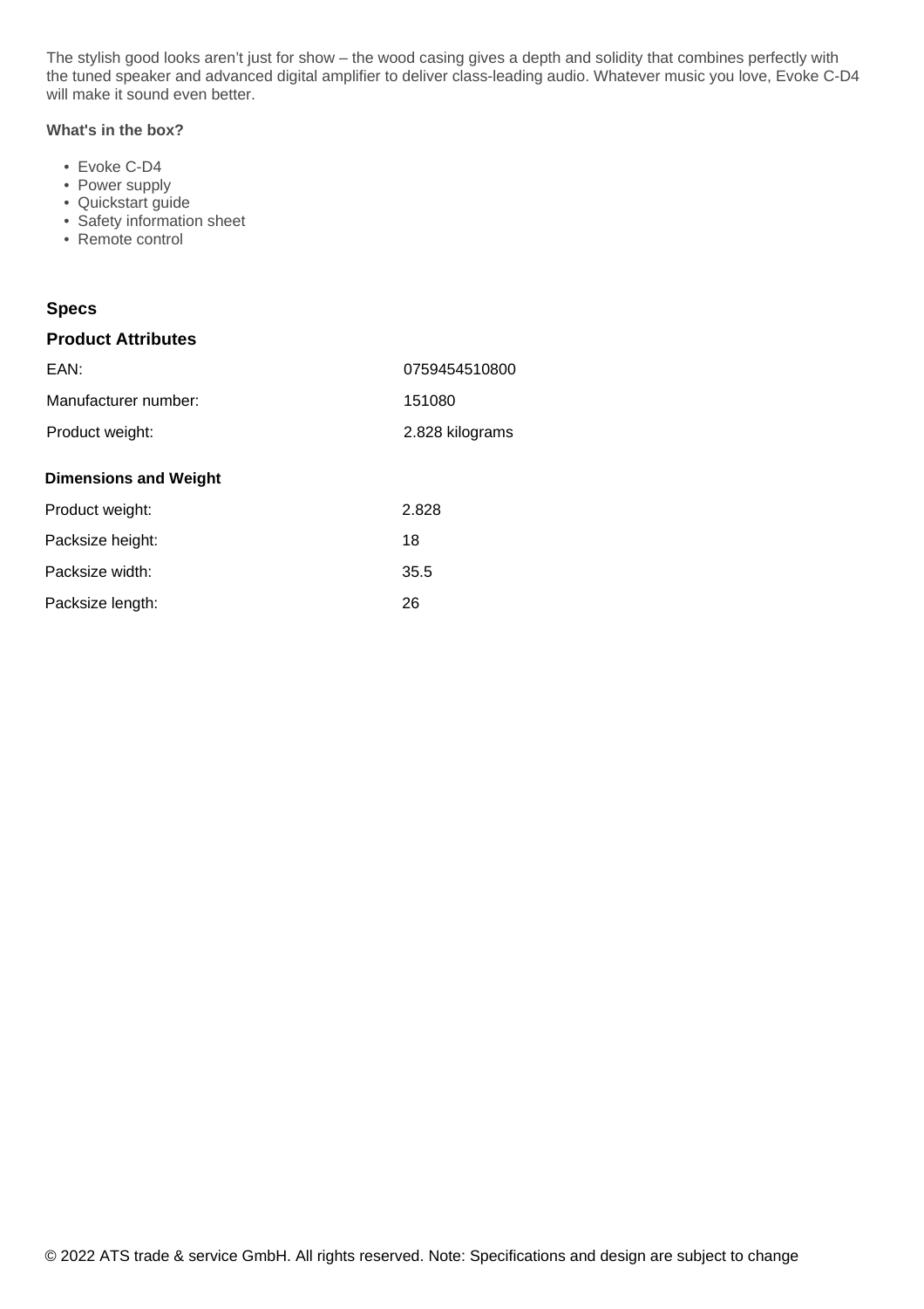The stylish good looks aren't just for show – the wood casing gives a depth and solidity that combines perfectly with the tuned speaker and advanced digital amplifier to deliver class-leading audio. Whatever music you love, Evoke C-D4 will make it sound even better.

**What's in the box?**

- Evoke C-D4
- Power supply
- Quickstart guide
- Safety information sheet
- Remote control

## Specs

### Product Attributes

| | |
|---|---|
| EAN: | 0759454510800 |
| Manufacturer number: | 151080 |
| Product weight: | 2.828 kilograms |

### Dimensions and Weight

| | |
|---|---|
| Product weight: | 2.828 |
| Packsize height: | 18 |
| Packsize width: | 35.5 |
| Packsize length: | 26 |

© 2022 ATS trade & service GmbH. All rights reserved. Note: Specifications and design are subject to change